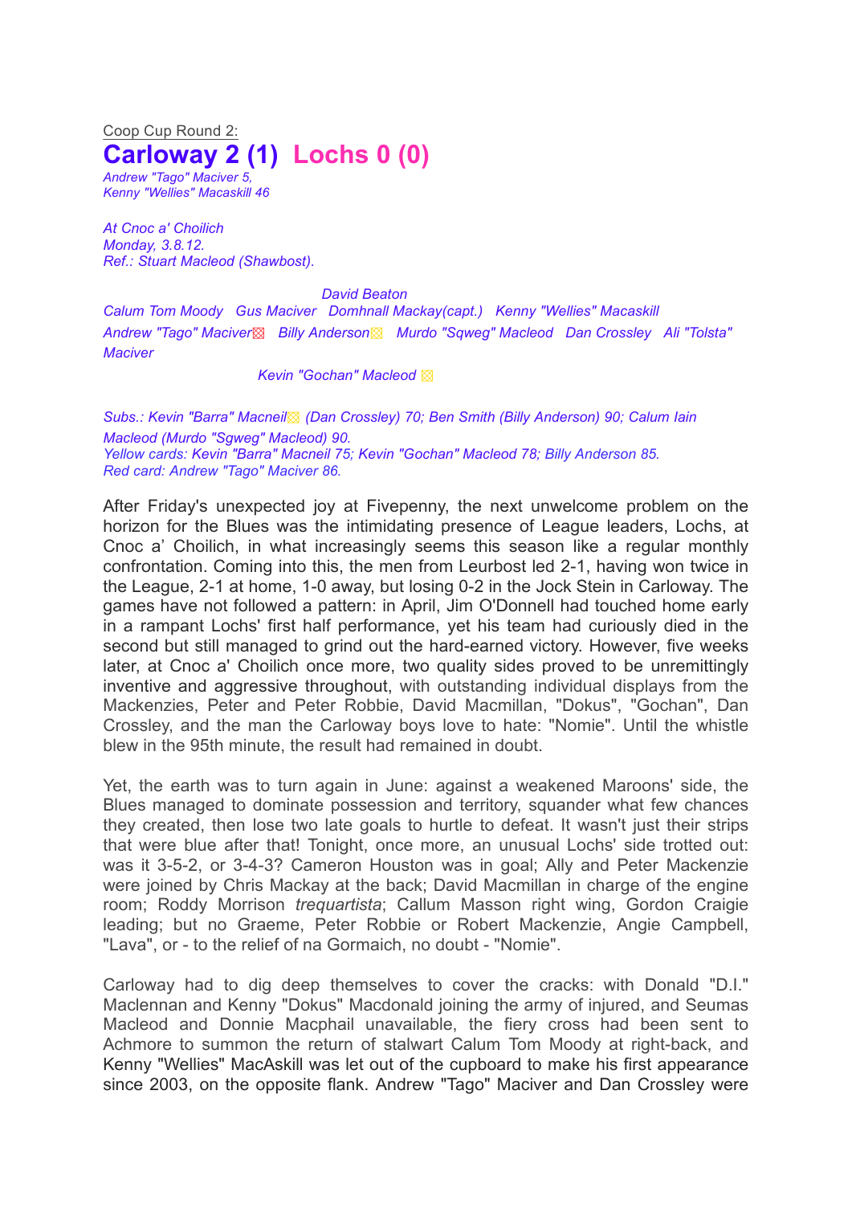Coop Cup Round 2:

# Carloway 2 (1) Lochs 0 (0)

*Andrew "Tago" Maciver 5,*
*Kenny "Wellies" Macaskill 46*

*At Cnoc a' Choilich*
*Monday, 3.8.12.*
*Ref.: Stuart Macleod (Shawbost).*

*David Beaton*

*Calum Tom Moody Gus Maciver Domhnall Mackay(capt.) Kenny "Wellies" Macaskill*

*Andrew "Tago" Maciver Billy Anderson Murdo "Sqweg" Macleod Dan Crossley Ali "Tolsta" Maciver*

*Kevin "Gochan" Macleod*

*Subs.: Kevin "Barra" Macneil (Dan Crossley) 70; Ben Smith (Billy Anderson) 90; Calum Iain Macleod (Murdo "Sgweg" Macleod) 90.*
*Yellow cards: Kevin "Barra" Macneil 75; Kevin "Gochan" Macleod 78; Billy Anderson 85.*
*Red card: Andrew "Tago" Maciver 86.*

After Friday's unexpected joy at Fivepenny, the next unwelcome problem on the horizon for the Blues was the intimidating presence of League leaders, Lochs, at Cnoc a' Choilich, in what increasingly seems this season like a regular monthly confrontation. Coming into this, the men from Leurbost led 2-1, having won twice in the League, 2-1 at home, 1-0 away, but losing 0-2 in the Jock Stein in Carloway. The games have not followed a pattern: in April, Jim O'Donnell had touched home early in a rampant Lochs' first half performance, yet his team had curiously died in the second but still managed to grind out the hard-earned victory. However, five weeks later, at Cnoc a' Choilich once more, two quality sides proved to be unremittingly inventive and aggressive throughout, with outstanding individual displays from the Mackenzies, Peter and Peter Robbie, David Macmillan, "Dokus", "Gochan", Dan Crossley, and the man the Carloway boys love to hate: "Nomie". Until the whistle blew in the 95th minute, the result had remained in doubt.

Yet, the earth was to turn again in June: against a weakened Maroons' side, the Blues managed to dominate possession and territory, squander what few chances they created, then lose two late goals to hurtle to defeat. It wasn't just their strips that were blue after that! Tonight, once more, an unusual Lochs' side trotted out: was it 3-5-2, or 3-4-3? Cameron Houston was in goal; Ally and Peter Mackenzie were joined by Chris Mackay at the back; David Macmillan in charge of the engine room; Roddy Morrison *trequartista*; Callum Masson right wing, Gordon Craigie leading; but no Graeme, Peter Robbie or Robert Mackenzie, Angie Campbell, "Lava", or - to the relief of na Gormaich, no doubt - "Nomie".

Carloway had to dig deep themselves to cover the cracks: with Donald "D.I." Maclennan and Kenny "Dokus" Macdonald joining the army of injured, and Seumas Macleod and Donnie Macphail unavailable, the fiery cross had been sent to Achmore to summon the return of stalwart Calum Tom Moody at right-back, and Kenny "Wellies" MacAskill was let out of the cupboard to make his first appearance since 2003, on the opposite flank. Andrew "Tago" Maciver and Dan Crossley were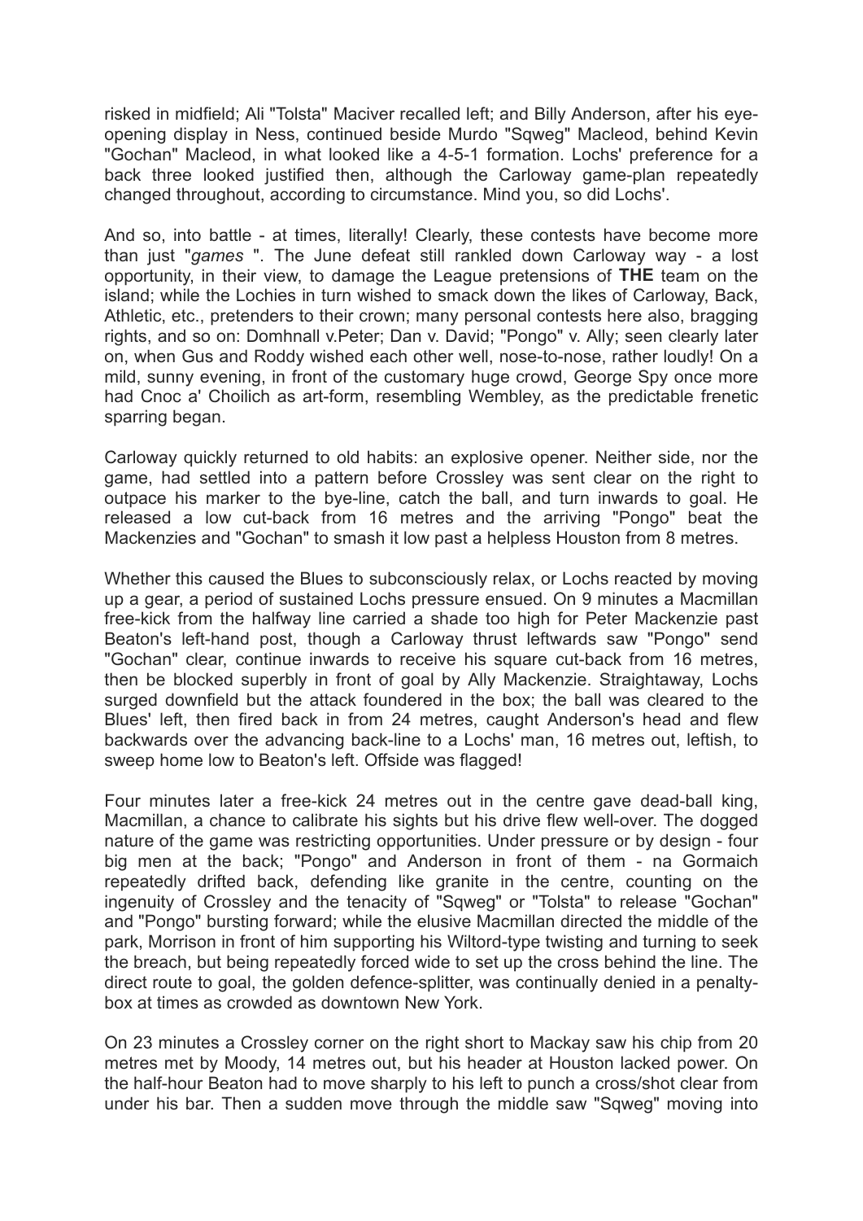risked in midfield; Ali "Tolsta" Maciver recalled left; and Billy Anderson, after his eye-opening display in Ness, continued beside Murdo "Sqweg" Macleod, behind Kevin "Gochan" Macleod, in what looked like a 4-5-1 formation. Lochs' preference for a back three looked justified then, although the Carloway game-plan repeatedly changed throughout, according to circumstance. Mind you, so did Lochs'.

And so, into battle - at times, literally! Clearly, these contests have become more than just "*games* ". The June defeat still rankled down Carloway way - a lost opportunity, in their view, to damage the League pretensions of **THE** team on the island; while the Lochies in turn wished to smack down the likes of Carloway, Back, Athletic, etc., pretenders to their crown; many personal contests here also, bragging rights, and so on: Domhnall v.Peter; Dan v. David; "Pongo" v. Ally; seen clearly later on, when Gus and Roddy wished each other well, nose-to-nose, rather loudly! On a mild, sunny evening, in front of the customary huge crowd, George Spy once more had Cnoc a' Choilich as art-form, resembling Wembley, as the predictable frenetic sparring began.

Carloway quickly returned to old habits: an explosive opener. Neither side, nor the game, had settled into a pattern before Crossley was sent clear on the right to outpace his marker to the bye-line, catch the ball, and turn inwards to goal. He released a low cut-back from 16 metres and the arriving "Pongo" beat the Mackenzies and "Gochan" to smash it low past a helpless Houston from 8 metres.

Whether this caused the Blues to subconsciously relax, or Lochs reacted by moving up a gear, a period of sustained Lochs pressure ensued. On 9 minutes a Macmillan free-kick from the halfway line carried a shade too high for Peter Mackenzie past Beaton's left-hand post, though a Carloway thrust leftwards saw "Pongo" send "Gochan" clear, continue inwards to receive his square cut-back from 16 metres, then be blocked superbly in front of goal by Ally Mackenzie. Straightaway, Lochs surged downfield but the attack foundered in the box; the ball was cleared to the Blues' left, then fired back in from 24 metres, caught Anderson's head and flew backwards over the advancing back-line to a Lochs' man, 16 metres out, leftish, to sweep home low to Beaton's left. Offside was flagged!

Four minutes later a free-kick 24 metres out in the centre gave dead-ball king, Macmillan, a chance to calibrate his sights but his drive flew well-over. The dogged nature of the game was restricting opportunities. Under pressure or by design - four big men at the back; "Pongo" and Anderson in front of them - na Gormaich repeatedly drifted back, defending like granite in the centre, counting on the ingenuity of Crossley and the tenacity of "Sqweg" or "Tolsta" to release "Gochan" and "Pongo" bursting forward; while the elusive Macmillan directed the middle of the park, Morrison in front of him supporting his Wiltord-type twisting and turning to seek the breach, but being repeatedly forced wide to set up the cross behind the line. The direct route to goal, the golden defence-splitter, was continually denied in a penalty-box at times as crowded as downtown New York.

On 23 minutes a Crossley corner on the right short to Mackay saw his chip from 20 metres met by Moody, 14 metres out, but his header at Houston lacked power. On the half-hour Beaton had to move sharply to his left to punch a cross/shot clear from under his bar. Then a sudden move through the middle saw "Sqweg" moving into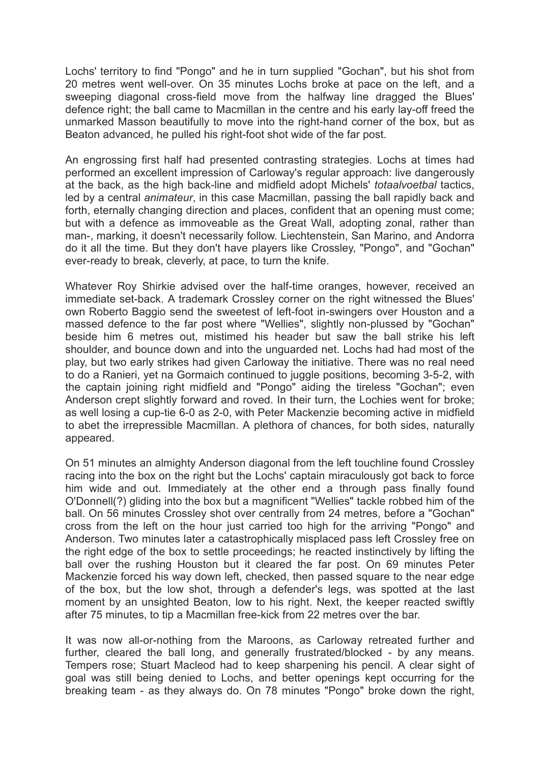Lochs' territory to find "Pongo" and he in turn supplied "Gochan", but his shot from 20 metres went well-over. On 35 minutes Lochs broke at pace on the left, and a sweeping diagonal cross-field move from the halfway line dragged the Blues' defence right; the ball came to Macmillan in the centre and his early lay-off freed the unmarked Masson beautifully to move into the right-hand corner of the box, but as Beaton advanced, he pulled his right-foot shot wide of the far post.

An engrossing first half had presented contrasting strategies. Lochs at times had performed an excellent impression of Carloway's regular approach: live dangerously at the back, as the high back-line and midfield adopt Michels' *totaalvoetbal* tactics, led by a central *animateur*, in this case Macmillan, passing the ball rapidly back and forth, eternally changing direction and places, confident that an opening must come; but with a defence as immoveable as the Great Wall, adopting zonal, rather than man-, marking, it doesn't necessarily follow. Liechtenstein, San Marino, and Andorra do it all the time. But they don't have players like Crossley, "Pongo", and "Gochan" ever-ready to break, cleverly, at pace, to turn the knife.

Whatever Roy Shirkie advised over the half-time oranges, however, received an immediate set-back. A trademark Crossley corner on the right witnessed the Blues' own Roberto Baggio send the sweetest of left-foot in-swingers over Houston and a massed defence to the far post where "Wellies", slightly non-plussed by "Gochan" beside him 6 metres out, mistimed his header but saw the ball strike his left shoulder, and bounce down and into the unguarded net. Lochs had had most of the play, but two early strikes had given Carloway the initiative. There was no real need to do a Ranieri, yet na Gormaich continued to juggle positions, becoming 3-5-2, with the captain joining right midfield and "Pongo" aiding the tireless "Gochan"; even Anderson crept slightly forward and roved. In their turn, the Lochies went for broke; as well losing a cup-tie 6-0 as 2-0, with Peter Mackenzie becoming active in midfield to abet the irrepressible Macmillan. A plethora of chances, for both sides, naturally appeared.

On 51 minutes an almighty Anderson diagonal from the left touchline found Crossley racing into the box on the right but the Lochs' captain miraculously got back to force him wide and out. Immediately at the other end a through pass finally found O'Donnell(?) gliding into the box but a magnificent "Wellies" tackle robbed him of the ball. On 56 minutes Crossley shot over centrally from 24 metres, before a "Gochan" cross from the left on the hour just carried too high for the arriving "Pongo" and Anderson. Two minutes later a catastrophically misplaced pass left Crossley free on the right edge of the box to settle proceedings; he reacted instinctively by lifting the ball over the rushing Houston but it cleared the far post. On 69 minutes Peter Mackenzie forced his way down left, checked, then passed square to the near edge of the box, but the low shot, through a defender's legs, was spotted at the last moment by an unsighted Beaton, low to his right. Next, the keeper reacted swiftly after 75 minutes, to tip a Macmillan free-kick from 22 metres over the bar.

It was now all-or-nothing from the Maroons, as Carloway retreated further and further, cleared the ball long, and generally frustrated/blocked - by any means. Tempers rose; Stuart Macleod had to keep sharpening his pencil. A clear sight of goal was still being denied to Lochs, and better openings kept occurring for the breaking team - as they always do. On 78 minutes "Pongo" broke down the right,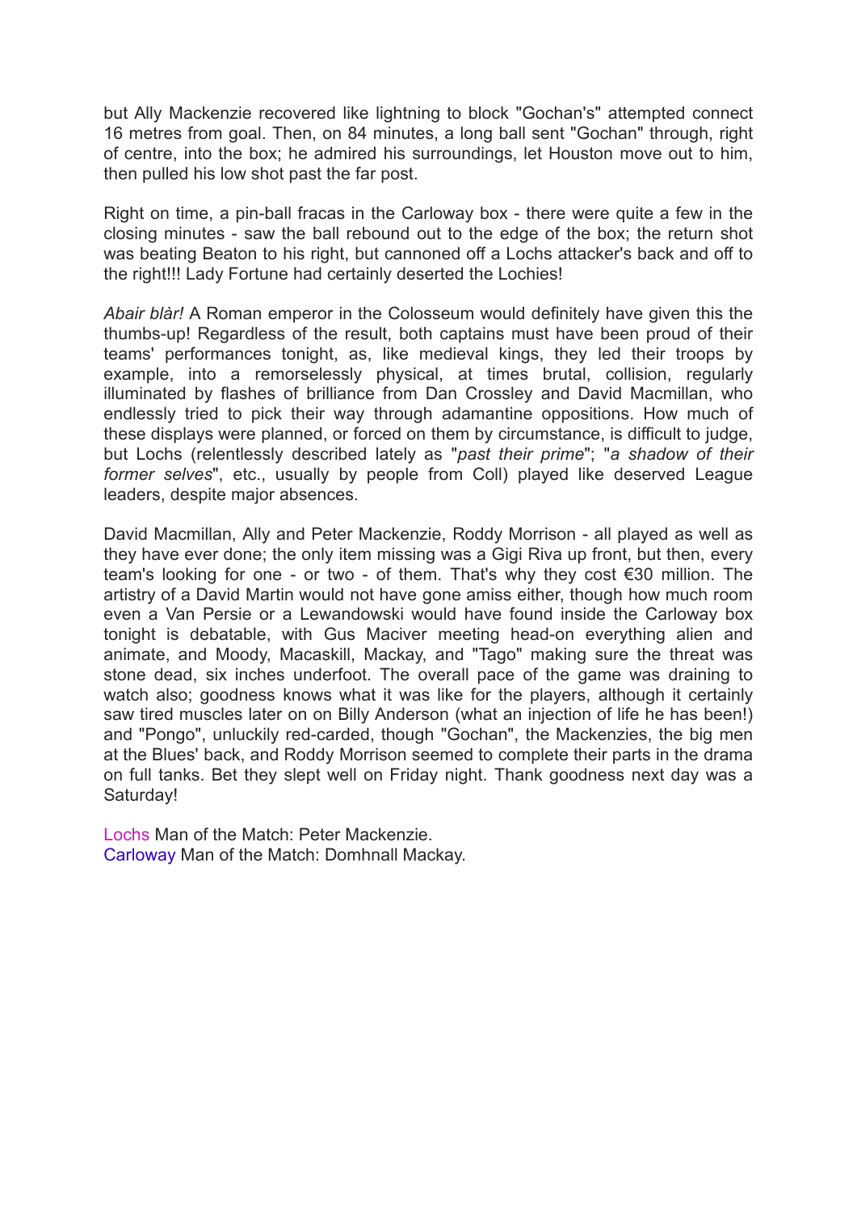but Ally Mackenzie recovered like lightning to block "Gochan's" attempted connect 16 metres from goal. Then, on 84 minutes, a long ball sent "Gochan" through, right of centre, into the box; he admired his surroundings, let Houston move out to him, then pulled his low shot past the far post.

Right on time, a pin-ball fracas in the Carloway box - there were quite a few in the closing minutes - saw the ball rebound out to the edge of the box; the return shot was beating Beaton to his right, but cannoned off a Lochs attacker's back and off to the right!!! Lady Fortune had certainly deserted the Lochies!

*Abair blàr!* A Roman emperor in the Colosseum would definitely have given this the thumbs-up! Regardless of the result, both captains must have been proud of their teams' performances tonight, as, like medieval kings, they led their troops by example, into a remorselessly physical, at times brutal, collision, regularly illuminated by flashes of brilliance from Dan Crossley and David Macmillan, who endlessly tried to pick their way through adamantine oppositions. How much of these displays were planned, or forced on them by circumstance, is difficult to judge, but Lochs (relentlessly described lately as "*past their prime*"; "*a shadow of their former selves*", etc., usually by people from Coll) played like deserved League leaders, despite major absences.

David Macmillan, Ally and Peter Mackenzie, Roddy Morrison - all played as well as they have ever done; the only item missing was a Gigi Riva up front, but then, every team's looking for one - or two - of them. That's why they cost €30 million. The artistry of a David Martin would not have gone amiss either, though how much room even a Van Persie or a Lewandowski would have found inside the Carloway box tonight is debatable, with Gus Maciver meeting head-on everything alien and animate, and Moody, Macaskill, Mackay, and "Tago" making sure the threat was stone dead, six inches underfoot. The overall pace of the game was draining to watch also; goodness knows what it was like for the players, although it certainly saw tired muscles later on on Billy Anderson (what an injection of life he has been!) and "Pongo", unluckily red-carded, though "Gochan", the Mackenzies, the big men at the Blues' back, and Roddy Morrison seemed to complete their parts in the drama on full tanks. Bet they slept well on Friday night. Thank goodness next day was a Saturday!

Lochs Man of the Match: Peter Mackenzie.
Carloway Man of the Match: Domhnall Mackay.